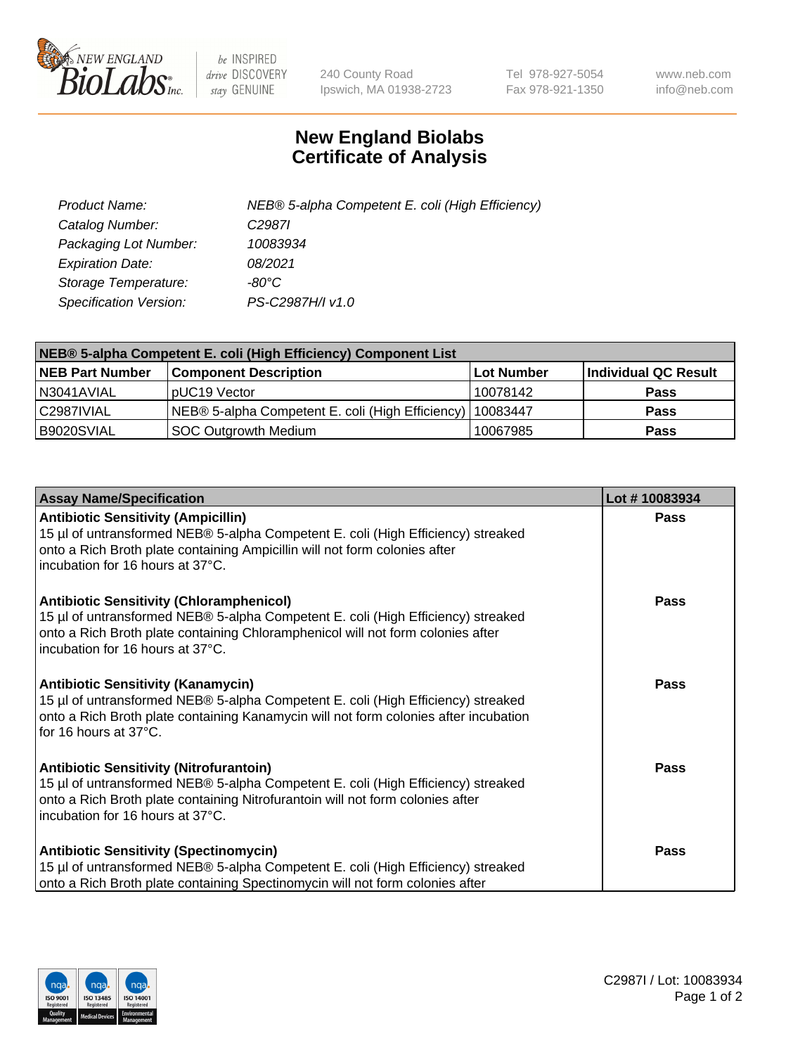# New England Biolabs
# Certificate of Analysis

| | |
|---|---|
| *Product Name:* | *NEB® 5-alpha Competent E. coli (High Efficiency)* |
| *Catalog Number:* | *C2987I* |
| *Packaging Lot Number:* | *10083934* |
| *Expiration Date:* | *08/2021* |
| *Storage Temperature:* | *-80°C* |
| *Specification Version:* | *PS-C2987H/I v1.0* |

| NEB® 5-alpha Competent E. coli (High Efficiency) Component List | | | |
|---|---|---|---|
| **NEB Part Number** | **Component Description** | **Lot Number** | **Individual QC Result** |
| N3041AVIAL | pUC19 Vector | 10078142 | **Pass** |
| C2987IVIAL | NEB® 5-alpha Competent E. coli (High Efficiency) | 10083447 | **Pass** |
| B9020SVIAL | SOC Outgrowth Medium | 10067985 | **Pass** |

| Assay Name/Specification | Lot # 10083934 |
|---|---|
| **Antibiotic Sensitivity (Ampicillin)**<br>15 µl of untransformed NEB® 5-alpha Competent E. coli (High Efficiency) streaked onto a Rich Broth plate containing Ampicillin will not form colonies after incubation for 16 hours at 37°C. | **Pass** |
| **Antibiotic Sensitivity (Chloramphenicol)**<br>15 µl of untransformed NEB® 5-alpha Competent E. coli (High Efficiency) streaked onto a Rich Broth plate containing Chloramphenicol will not form colonies after incubation for 16 hours at 37°C. | **Pass** |
| **Antibiotic Sensitivity (Kanamycin)**<br>15 µl of untransformed NEB® 5-alpha Competent E. coli (High Efficiency) streaked onto a Rich Broth plate containing Kanamycin will not form colonies after incubation for 16 hours at 37°C. | **Pass** |
| **Antibiotic Sensitivity (Nitrofurantoin)**<br>15 µl of untransformed NEB® 5-alpha Competent E. coli (High Efficiency) streaked onto a Rich Broth plate containing Nitrofurantoin will not form colonies after incubation for 16 hours at 37°C. | **Pass** |
| **Antibiotic Sensitivity (Spectinomycin)**<br>15 µl of untransformed NEB® 5-alpha Competent E. coli (High Efficiency) streaked onto a Rich Broth plate containing Spectinomycin will not form colonies after | **Pass** |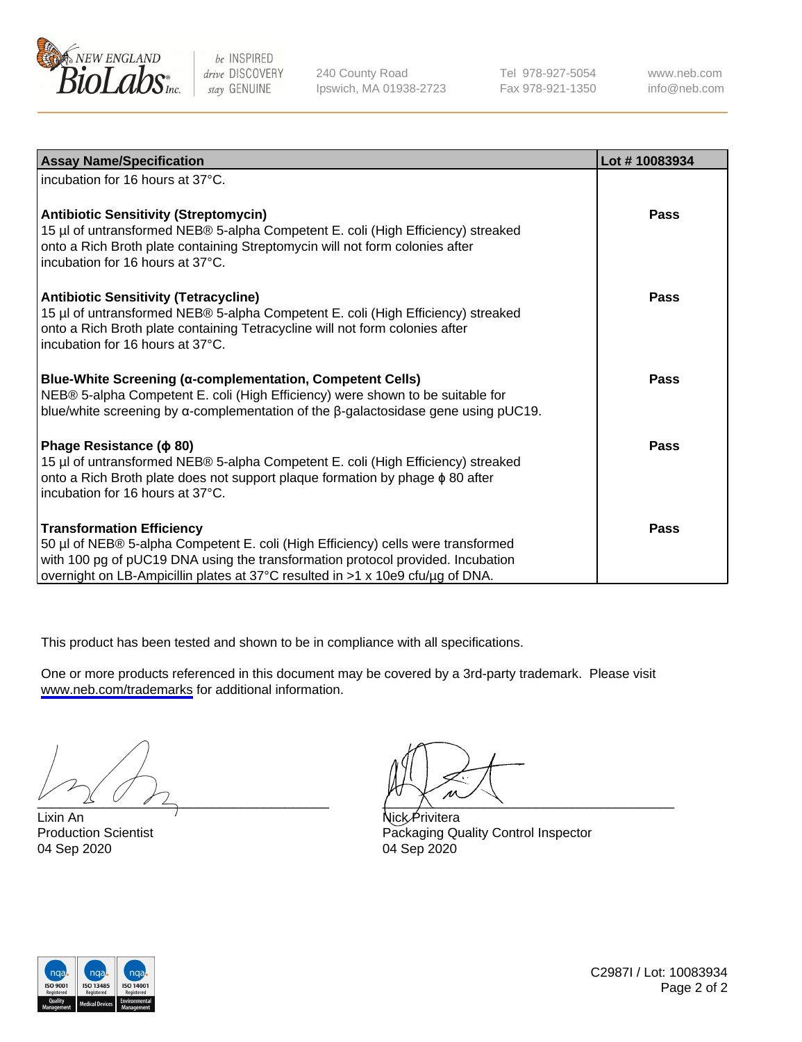| Assay Name/Specification | Lot # 10083934 |
|---|---|
| incubation for 16 hours at 37°C. | |
| **Antibiotic Sensitivity (Streptomycin)**<br>15 µl of untransformed NEB® 5-alpha Competent E. coli (High Efficiency) streaked onto a Rich Broth plate containing Streptomycin will not form colonies after incubation for 16 hours at 37°C. | **Pass** |
| **Antibiotic Sensitivity (Tetracycline)**<br>15 µl of untransformed NEB® 5-alpha Competent E. coli (High Efficiency) streaked onto a Rich Broth plate containing Tetracycline will not form colonies after incubation for 16 hours at 37°C. | **Pass** |
| **Blue-White Screening (α-complementation, Competent Cells)**<br>NEB® 5-alpha Competent E. coli (High Efficiency) were shown to be suitable for blue/white screening by α-complementation of the β-galactosidase gene using pUC19. | **Pass** |
| **Phage Resistance (ϕ 80)**<br>15 µl of untransformed NEB® 5-alpha Competent E. coli (High Efficiency) streaked onto a Rich Broth plate does not support plaque formation by phage ϕ 80 after incubation for 16 hours at 37°C. | **Pass** |
| **Transformation Efficiency**<br>50 µl of NEB® 5-alpha Competent E. coli (High Efficiency) cells were transformed with 100 pg of pUC19 DNA using the transformation protocol provided. Incubation overnight on LB-Ampicillin plates at 37°C resulted in >1 x 10e9 cfu/µg of DNA. | **Pass** |

This product has been tested and shown to be in compliance with all specifications.

One or more products referenced in this document may be covered by a 3rd-party trademark. Please visit www.neb.com/trademarks for additional information.

Lixin An
Production Scientist
04 Sep 2020

Nick Privitera
Packaging Quality Control Inspector
04 Sep 2020

C2987I / Lot: 10083934